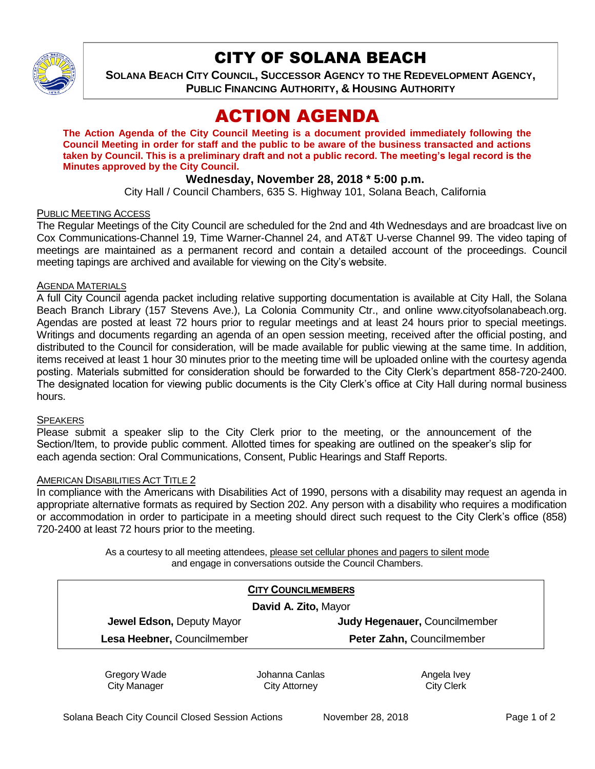# CITY OF SOLANA BEACH

**SOLANA BEACH CITY COUNCIL, SUCCESSOR AGENCY TO THE REDEVELOPMENT AGENCY, PUBLIC FINANCING AUTHORITY, & HOUSING AUTHORITY**

# ACTION AGENDA

**The Action Agenda of the City Council Meeting is a document provided immediately following the Council Meeting in order for staff and the public to be aware of the business transacted and actions taken by Council. This is a preliminary draft and not a public record. The meeting's legal record is the Minutes approved by the City Council.**

**Wednesday, November 28, 2018 * 5:00 p.m.**

City Hall / Council Chambers, 635 S. Highway 101, Solana Beach, California

PUBLIC MEETING ACCESS

The Regular Meetings of the City Council are scheduled for the 2nd and 4th Wednesdays and are broadcast live on Cox Communications-Channel 19, Time Warner-Channel 24, and AT&T U-verse Channel 99. The video taping of meetings are maintained as a permanent record and contain a detailed account of the proceedings. Council meeting tapings are archived and available for viewing on the City's website.

AGENDA MATERIALS

A full City Council agenda packet including relative supporting documentation is available at City Hall, the Solana Beach Branch Library (157 Stevens Ave.), La Colonia Community Ctr., and online www.cityofsolanabeach.org. Agendas are posted at least 72 hours prior to regular meetings and at least 24 hours prior to special meetings. Writings and documents regarding an agenda of an open session meeting, received after the official posting, and distributed to the Council for consideration, will be made available for public viewing at the same time. In addition, items received at least 1 hour 30 minutes prior to the meeting time will be uploaded online with the courtesy agenda posting. Materials submitted for consideration should be forwarded to the City Clerk's department 858-720-2400. The designated location for viewing public documents is the City Clerk's office at City Hall during normal business hours.

SPEAKERS

Please submit a speaker slip to the City Clerk prior to the meeting, or the announcement of the Section/Item, to provide public comment. Allotted times for speaking are outlined on the speaker's slip for each agenda section: Oral Communications, Consent, Public Hearings and Staff Reports.

AMERICAN DISABILITIES ACT TITLE 2

In compliance with the Americans with Disabilities Act of 1990, persons with a disability may request an agenda in appropriate alternative formats as required by Section 202. Any person with a disability who requires a modification or accommodation in order to participate in a meeting should direct such request to the City Clerk's office (858) 720-2400 at least 72 hours prior to the meeting.

As a courtesy to all meeting attendees, please set cellular phones and pagers to silent mode and engage in conversations outside the Council Chambers.

| CITY COUNCILMEMBERS | |
|---|---|
| **David A. Zito,** Mayor | |
| **Jewel Edson,** Deputy Mayor | **Judy Hegenauer,** Councilmember |
| **Lesa Heebner,** Councilmember | **Peter Zahn,** Councilmember |

| Gregory Wade | Johanna Canlas | Angela Ivey |
|---|---|---|
| City Manager | City Attorney | City Clerk |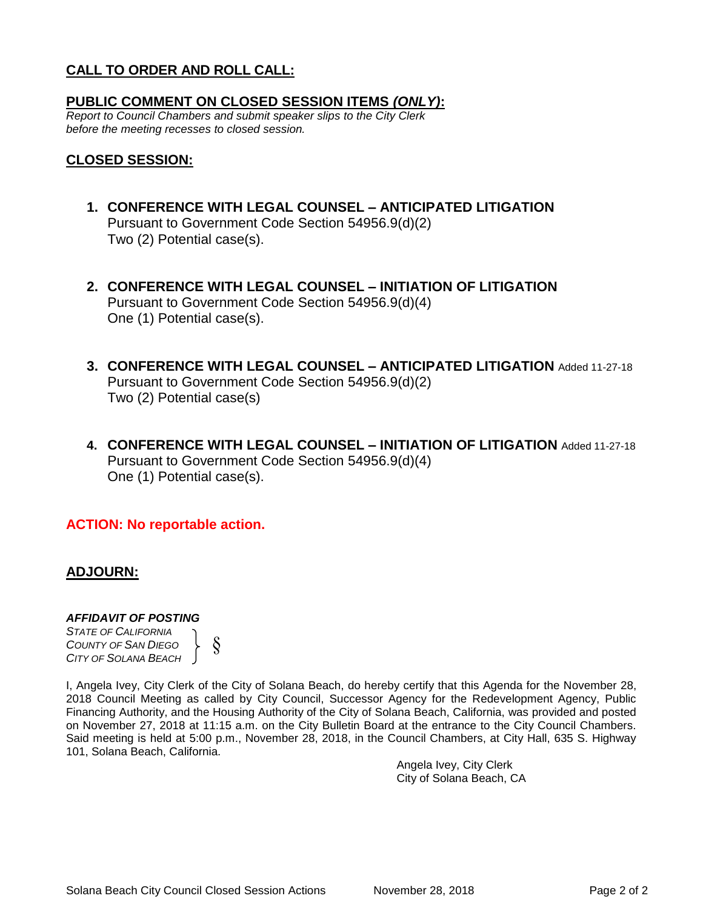## CALL TO ORDER AND ROLL CALL:

## PUBLIC COMMENT ON CLOSED SESSION ITEMS *(ONLY)*:

*Report to Council Chambers and submit speaker slips to the City Clerk before the meeting recesses to closed session.*

## CLOSED SESSION:

1. **CONFERENCE WITH LEGAL COUNSEL – ANTICIPATED LITIGATION**
   Pursuant to Government Code Section 54956.9(d)(2)
   Two (2) Potential case(s).

2. **CONFERENCE WITH LEGAL COUNSEL – INITIATION OF LITIGATION**
   Pursuant to Government Code Section 54956.9(d)(4)
   One (1) Potential case(s).

3. **CONFERENCE WITH LEGAL COUNSEL – ANTICIPATED LITIGATION** Added 11-27-18
   Pursuant to Government Code Section 54956.9(d)(2)
   Two (2) Potential case(s)

4. **CONFERENCE WITH LEGAL COUNSEL – INITIATION OF LITIGATION** Added 11-27-18
   Pursuant to Government Code Section 54956.9(d)(4)
   One (1) Potential case(s).

**ACTION: No reportable action.**

## ADJOURN:

***AFFIDAVIT OF POSTING***

*STATE OF CALIFORNIA*
*COUNTY OF SAN DIEGO* §
*CITY OF SOLANA BEACH*

I, Angela Ivey, City Clerk of the City of Solana Beach, do hereby certify that this Agenda for the November 28, 2018 Council Meeting as called by City Council, Successor Agency for the Redevelopment Agency, Public Financing Authority, and the Housing Authority of the City of Solana Beach, California, was provided and posted on November 27, 2018 at 11:15 a.m. on the City Bulletin Board at the entrance to the City Council Chambers. Said meeting is held at 5:00 p.m., November 28, 2018, in the Council Chambers, at City Hall, 635 S. Highway 101, Solana Beach, California.

Angela Ivey, City Clerk
City of Solana Beach, CA